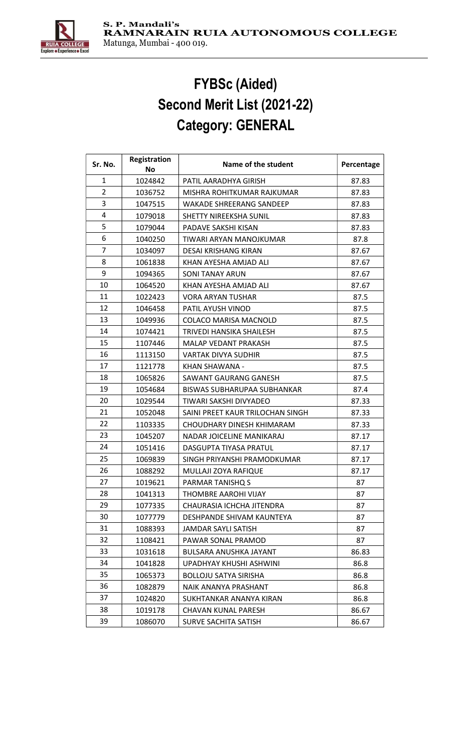S. P. Mandali's
RAMNARAIN RUIA AUTONOMOUS COLLEGE
Matunga, Mumbai - 400 019.

# FYBSc (Aided)
# Second Merit List (2021-22)
# Category: GENERAL

| Sr. No. | Registration No | Name of the student | Percentage |
|---|---|---|---|
| 1 | 1024842 | PATIL AARADHYA GIRISH | 87.83 |
| 2 | 1036752 | MISHRA ROHITKUMAR RAJKUMAR | 87.83 |
| 3 | 1047515 | WAKADE SHREERANG SANDEEP | 87.83 |
| 4 | 1079018 | SHETTY NIREEKSHA SUNIL | 87.83 |
| 5 | 1079044 | PADAVE SAKSHI KISAN | 87.83 |
| 6 | 1040250 | TIWARI ARYAN MANOJKUMAR | 87.8 |
| 7 | 1034097 | DESAI KRISHANG KIRAN | 87.67 |
| 8 | 1061838 | KHAN AYESHA AMJAD ALI | 87.67 |
| 9 | 1094365 | SONI TANAY ARUN | 87.67 |
| 10 | 1064520 | KHAN AYESHA AMJAD ALI | 87.67 |
| 11 | 1022423 | VORA ARYAN TUSHAR | 87.5 |
| 12 | 1046458 | PATIL AYUSH VINOD | 87.5 |
| 13 | 1049936 | COLACO MARISA MACNOLD | 87.5 |
| 14 | 1074421 | TRIVEDI HANSIKA SHAILESH | 87.5 |
| 15 | 1107446 | MALAP VEDANT PRAKASH | 87.5 |
| 16 | 1113150 | VARTAK DIVYA SUDHIR | 87.5 |
| 17 | 1121778 | KHAN SHAWANA - | 87.5 |
| 18 | 1065826 | SAWANT GAURANG GANESH | 87.5 |
| 19 | 1054684 | BISWAS SUBHARUPAA SUBHANKAR | 87.4 |
| 20 | 1029544 | TIWARI SAKSHI DIVYADEO | 87.33 |
| 21 | 1052048 | SAINI PREET KAUR TRILOCHAN SINGH | 87.33 |
| 22 | 1103335 | CHOUDHARY DINESH KHIMARAM | 87.33 |
| 23 | 1045207 | NADAR JOICELINE MANIKARAJ | 87.17 |
| 24 | 1051416 | DASGUPTA TIYASA PRATUL | 87.17 |
| 25 | 1069839 | SINGH PRIYANSHI PRAMODKUMAR | 87.17 |
| 26 | 1088292 | MULLAJI ZOYA RAFIQUE | 87.17 |
| 27 | 1019621 | PARMAR TANISHQ S | 87 |
| 28 | 1041313 | THOMBRE AAROHI VIJAY | 87 |
| 29 | 1077335 | CHAURASIA ICHCHA JITENDRA | 87 |
| 30 | 1077779 | DESHPANDE SHIVAM KAUNTEYA | 87 |
| 31 | 1088393 | JAMDAR SAYLI SATISH | 87 |
| 32 | 1108421 | PAWAR SONAL PRAMOD | 87 |
| 33 | 1031618 | BULSARA ANUSHKA JAYANT | 86.83 |
| 34 | 1041828 | UPADHYAY KHUSHI ASHWINI | 86.8 |
| 35 | 1065373 | BOLLOJU SATYA SIRISHA | 86.8 |
| 36 | 1082879 | NAIK ANANYA PRASHANT | 86.8 |
| 37 | 1024820 | SUKHTANKAR ANANYA KIRAN | 86.8 |
| 38 | 1019178 | CHAVAN KUNAL PARESH | 86.67 |
| 39 | 1086070 | SURVE SACHITA SATISH | 86.67 |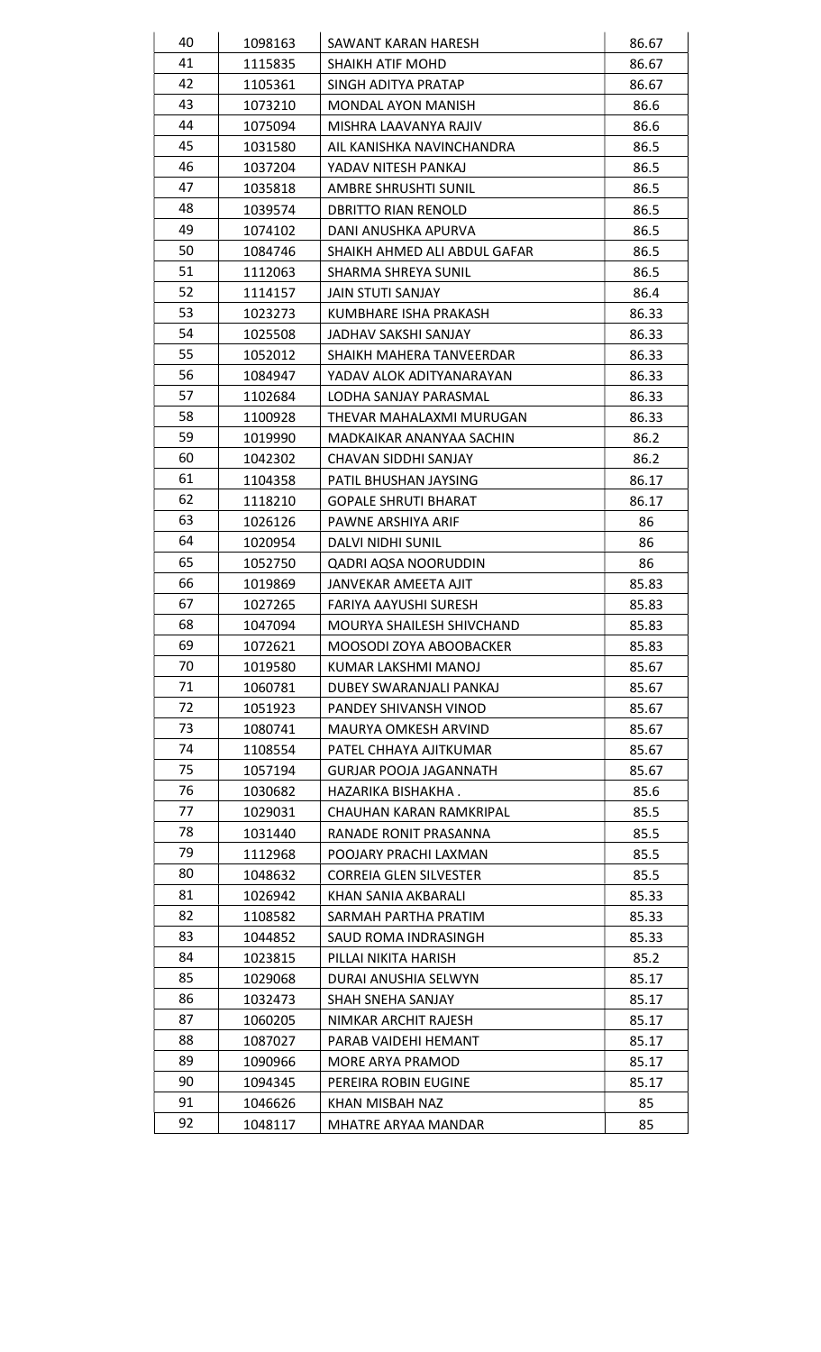| 40 | 1098163 | SAWANT KARAN HARESH | 86.67 |
|---|---|---|---|
| 41 | 1115835 | SHAIKH ATIF MOHD | 86.67 |
| 42 | 1105361 | SINGH ADITYA PRATAP | 86.67 |
| 43 | 1073210 | MONDAL AYON MANISH | 86.6 |
| 44 | 1075094 | MISHRA LAAVANYA RAJIV | 86.6 |
| 45 | 1031580 | AIL KANISHKA NAVINCHANDRA | 86.5 |
| 46 | 1037204 | YADAV NITESH PANKAJ | 86.5 |
| 47 | 1035818 | AMBRE SHRUSHTI SUNIL | 86.5 |
| 48 | 1039574 | DBRITTO RIAN RENOLD | 86.5 |
| 49 | 1074102 | DANI ANUSHKA APURVA | 86.5 |
| 50 | 1084746 | SHAIKH AHMED ALI ABDUL GAFAR | 86.5 |
| 51 | 1112063 | SHARMA SHREYA SUNIL | 86.5 |
| 52 | 1114157 | JAIN STUTI SANJAY | 86.4 |
| 53 | 1023273 | KUMBHARE ISHA PRAKASH | 86.33 |
| 54 | 1025508 | JADHAV SAKSHI SANJAY | 86.33 |
| 55 | 1052012 | SHAIKH MAHERA TANVEERDAR | 86.33 |
| 56 | 1084947 | YADAV ALOK ADITYANARAYAN | 86.33 |
| 57 | 1102684 | LODHA SANJAY PARASMAL | 86.33 |
| 58 | 1100928 | THEVAR MAHALAXMI MURUGAN | 86.33 |
| 59 | 1019990 | MADKAIKAR ANANYAA SACHIN | 86.2 |
| 60 | 1042302 | CHAVAN SIDDHI SANJAY | 86.2 |
| 61 | 1104358 | PATIL BHUSHAN JAYSING | 86.17 |
| 62 | 1118210 | GOPALE SHRUTI BHARAT | 86.17 |
| 63 | 1026126 | PAWNE ARSHIYA ARIF | 86 |
| 64 | 1020954 | DALVI NIDHI SUNIL | 86 |
| 65 | 1052750 | QADRI AQSA NOORUDDIN | 86 |
| 66 | 1019869 | JANVEKAR AMEETA AJIT | 85.83 |
| 67 | 1027265 | FARIYA AAYUSHI SURESH | 85.83 |
| 68 | 1047094 | MOURYA SHAILESH SHIVCHAND | 85.83 |
| 69 | 1072621 | MOOSODI ZOYA ABOOBACKER | 85.83 |
| 70 | 1019580 | KUMAR LAKSHMI MANOJ | 85.67 |
| 71 | 1060781 | DUBEY SWARANJALI PANKAJ | 85.67 |
| 72 | 1051923 | PANDEY SHIVANSH VINOD | 85.67 |
| 73 | 1080741 | MAURYA OMKESH ARVIND | 85.67 |
| 74 | 1108554 | PATEL CHHAYA AJITKUMAR | 85.67 |
| 75 | 1057194 | GURJAR POOJA JAGANNATH | 85.67 |
| 76 | 1030682 | HAZARIKA BISHAKHA . | 85.6 |
| 77 | 1029031 | CHAUHAN KARAN RAMKRIPAL | 85.5 |
| 78 | 1031440 | RANADE RONIT PRASANNA | 85.5 |
| 79 | 1112968 | POOJARY PRACHI LAXMAN | 85.5 |
| 80 | 1048632 | CORREIA GLEN SILVESTER | 85.5 |
| 81 | 1026942 | KHAN SANIA AKBARALI | 85.33 |
| 82 | 1108582 | SARMAH PARTHA PRATIM | 85.33 |
| 83 | 1044852 | SAUD ROMA INDRASINGH | 85.33 |
| 84 | 1023815 | PILLAI NIKITA HARISH | 85.2 |
| 85 | 1029068 | DURAI ANUSHIA SELWYN | 85.17 |
| 86 | 1032473 | SHAH SNEHA SANJAY | 85.17 |
| 87 | 1060205 | NIMKAR ARCHIT RAJESH | 85.17 |
| 88 | 1087027 | PARAB VAIDEHI HEMANT | 85.17 |
| 89 | 1090966 | MORE ARYA PRAMOD | 85.17 |
| 90 | 1094345 | PEREIRA ROBIN EUGINE | 85.17 |
| 91 | 1046626 | KHAN MISBAH NAZ | 85 |
| 92 | 1048117 | MHATRE ARYAA MANDAR | 85 |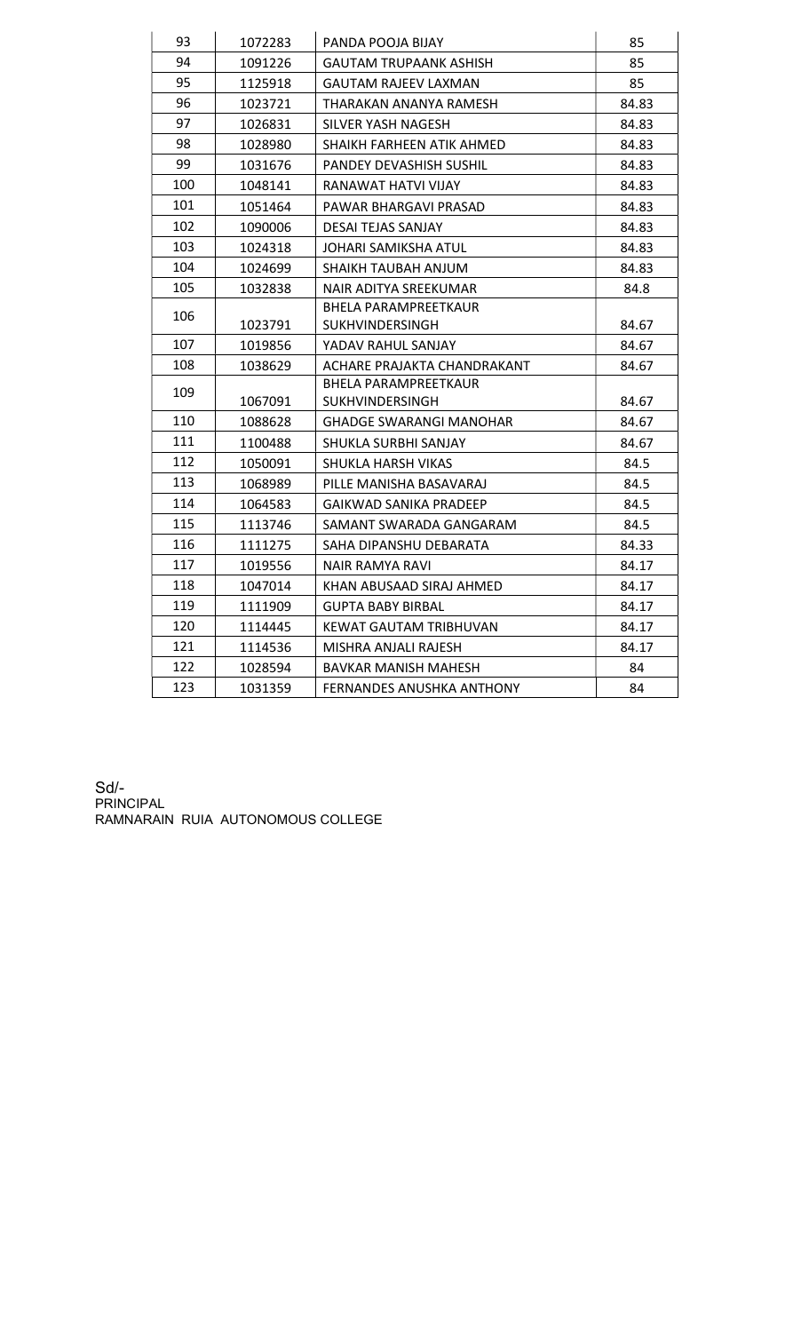| | | | |
|---|---|---|---|
| 93 | 1072283 | PANDA POOJA BIJAY | 85 |
| 94 | 1091226 | GAUTAM TRUPAANK ASHISH | 85 |
| 95 | 1125918 | GAUTAM RAJEEV LAXMAN | 85 |
| 96 | 1023721 | THARAKAN ANANYA RAMESH | 84.83 |
| 97 | 1026831 | SILVER YASH NAGESH | 84.83 |
| 98 | 1028980 | SHAIKH FARHEEN ATIK AHMED | 84.83 |
| 99 | 1031676 | PANDEY DEVASHISH SUSHIL | 84.83 |
| 100 | 1048141 | RANAWAT HATVI VIJAY | 84.83 |
| 101 | 1051464 | PAWAR BHARGAVI PRASAD | 84.83 |
| 102 | 1090006 | DESAI TEJAS SANJAY | 84.83 |
| 103 | 1024318 | JOHARI SAMIKSHA ATUL | 84.83 |
| 104 | 1024699 | SHAIKH TAUBAH ANJUM | 84.83 |
| 105 | 1032838 | NAIR ADITYA SREEKUMAR | 84.8 |
| 106 | 1023791 | BHELA PARAMPREETKAUR SUKHVINDERSINGH | 84.67 |
| 107 | 1019856 | YADAV RAHUL SANJAY | 84.67 |
| 108 | 1038629 | ACHARE PRAJAKTA CHANDRAKANT | 84.67 |
| 109 | 1067091 | BHELA PARAMPREETKAUR SUKHVINDERSINGH | 84.67 |
| 110 | 1088628 | GHADGE SWARANGI MANOHAR | 84.67 |
| 111 | 1100488 | SHUKLA SURBHI SANJAY | 84.67 |
| 112 | 1050091 | SHUKLA HARSH VIKAS | 84.5 |
| 113 | 1068989 | PILLE MANISHA BASAVARAJ | 84.5 |
| 114 | 1064583 | GAIKWAD SANIKA PRADEEP | 84.5 |
| 115 | 1113746 | SAMANT SWARADA GANGARAM | 84.5 |
| 116 | 1111275 | SAHA DIPANSHU DEBARATA | 84.33 |
| 117 | 1019556 | NAIR RAMYA RAVI | 84.17 |
| 118 | 1047014 | KHAN ABUSAAD SIRAJ AHMED | 84.17 |
| 119 | 1111909 | GUPTA BABY BIRBAL | 84.17 |
| 120 | 1114445 | KEWAT GAUTAM TRIBHUVAN | 84.17 |
| 121 | 1114536 | MISHRA ANJALI RAJESH | 84.17 |
| 122 | 1028594 | BAVKAR MANISH MAHESH | 84 |
| 123 | 1031359 | FERNANDES ANUSHKA ANTHONY | 84 |

Sd/-
PRINCIPAL
RAMNARAIN RUIA AUTONOMOUS COLLEGE